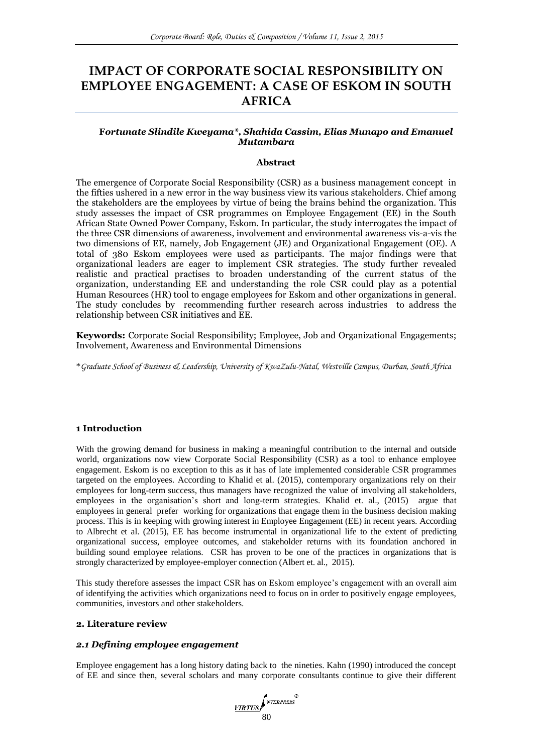# IMPACT OF CORPORATE SOCIAL RESPONSIBILITY ON EMPLOYEE ENGAGEMENT: A CASE OF ESKOM IN SOUTH AFRICA

***Fortunate Slindile Kweyama\*, Shahida Cassim, Elias Munapo and Emanuel Mutambara***

### Abstract

The emergence of Corporate Social Responsibility (CSR) as a business management concept in the fifties ushered in a new error in the way business view its various stakeholders. Chief among the stakeholders are the employees by virtue of being the brains behind the organization. This study assesses the impact of CSR programmes on Employee Engagement (EE) in the South African State Owned Power Company, Eskom. In particular, the study interrogates the impact of the three CSR dimensions of awareness, involvement and environmental awareness vis-a-vis the two dimensions of EE, namely, Job Engagement (JE) and Organizational Engagement (OE). A total of 380 Eskom employees were used as participants. The major findings were that organizational leaders are eager to implement CSR strategies. The study further revealed realistic and practical practises to broaden understanding of the current status of the organization, understanding EE and understanding the role CSR could play as a potential Human Resources (HR) tool to engage employees for Eskom and other organizations in general. The study concludes by recommending further research across industries to address the relationship between CSR initiatives and EE.

**Keywords:** Corporate Social Responsibility; Employee, Job and Organizational Engagements; Involvement, Awareness and Environmental Dimensions

*\*Graduate School of Business & Leadership, University of KwaZulu-Natal, Westville Campus, Durban, South Africa*

## 1 Introduction

With the growing demand for business in making a meaningful contribution to the internal and outside world, organizations now view Corporate Social Responsibility (CSR) as a tool to enhance employee engagement. Eskom is no exception to this as it has of late implemented considerable CSR programmes targeted on the employees. According to Khalid et al. (2015), contemporary organizations rely on their employees for long-term success, thus managers have recognized the value of involving all stakeholders, employees in the organisation's short and long-term strategies. Khalid et. al., (2015) argue that employees in general prefer working for organizations that engage them in the business decision making process. This is in keeping with growing interest in Employee Engagement (EE) in recent years. According to Albrecht et al. (2015), EE has become instrumental in organizational life to the extent of predicting organizational success, employee outcomes, and stakeholder returns with its foundation anchored in building sound employee relations. CSR has proven to be one of the practices in organizations that is strongly characterized by employee-employer connection (Albert et. al., 2015).

This study therefore assesses the impact CSR has on Eskom employee's engagement with an overall aim of identifying the activities which organizations need to focus on in order to positively engage employees, communities, investors and other stakeholders.

## 2. Literature review

### *2.1 Defining employee engagement*

Employee engagement has a long history dating back to the nineties. Kahn (1990) introduced the concept of EE and since then, several scholars and many corporate consultants continue to give their different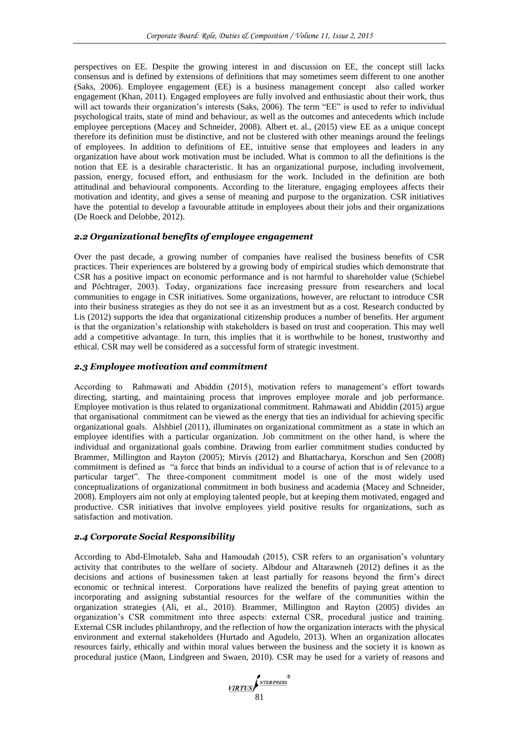perspectives on EE. Despite the growing interest in and discussion on EE, the concept still lacks consensus and is defined by extensions of definitions that may sometimes seem different to one another (Saks, 2006). Employee engagement (EE) is a business management concept also called worker engagement (Khan, 2011). Engaged employees are fully involved and enthusiastic about their work, thus will act towards their organization's interests (Saks, 2006). The term "EE" is used to refer to individual psychological traits, state of mind and behaviour, as well as the outcomes and antecedents which include employee perceptions (Macey and Schneider, 2008). Albert et. al., (2015) view EE as a unique concept therefore its definition must be distinctive, and not be clustered with other meanings around the feelings of employees. In addition to definitions of EE, intuitive sense that employees and leaders in any organization have about work motivation must be included. What is common to all the definitions is the notion that EE is a desirable characteristic. It has an organizational purpose, including involvement, passion, energy, focused effort, and enthusiasm for the work. Included in the definition are both attitudinal and behavioural components. According to the literature, engaging employees affects their motivation and identity, and gives a sense of meaning and purpose to the organization. CSR initiatives have the potential to develop a favourable attitude in employees about their jobs and their organizations (De Roeck and Delobbe, 2012).

### *2.2 Organizational benefits of employee engagement*

Over the past decade, a growing number of companies have realised the business benefits of CSR practices. Their experiences are bolstered by a growing body of empirical studies which demonstrate that CSR has a positive impact on economic performance and is not harmful to shareholder value (Schiebel and Pöchtrager, 2003). Today, organizations face increasing pressure from researchers and local communities to engage in CSR initiatives. Some organizations, however, are reluctant to introduce CSR into their business strategies as they do not see it as an investment but as a cost. Research conducted by Lis (2012) supports the idea that organizational citizenship produces a number of benefits. Her argument is that the organization's relationship with stakeholders is based on trust and cooperation. This may well add a competitive advantage. In turn, this implies that it is worthwhile to be honest, trustworthy and ethical. CSR may well be considered as a successful form of strategic investment.

### *2.3 Employee motivation and commitment*

According to Rahmawati and Abiddin (2015), motivation refers to management's effort towards directing, starting, and maintaining process that improves employee morale and job performance. Employee motivation is thus related to organizational commitment. Rahmawati and Abiddin (2015) argue that organisational commitment can be viewed as the energy that ties an individual for achieving specific organizational goals. Alshbiel (2011), illuminates on organizational commitment as a state in which an employee identifies with a particular organization. Job commitment on the other hand, is where the individual and organizational goals combine. Drawing from earlier commitment studies conducted by Brammer, Millington and Rayton (2005); Mirvis (2012) and Bhattacharya, Korschun and Sen (2008) commitment is defined as "a force that binds an individual to a course of action that is of relevance to a particular target". The three-component commitment model is one of the most widely used conceptualizations of organizational commitment in both business and academia (Macey and Schneider, 2008). Employers aim not only at employing talented people, but at keeping them motivated, engaged and productive. CSR initiatives that involve employees yield positive results for organizations, such as satisfaction and motivation.

### *2.4 Corporate Social Responsibility*

According to Abd-Elmotaleb, Saha and Hamoudah (2015), CSR refers to an organisation's voluntary activity that contributes to the welfare of society. Albdour and Altarawneh (2012) defines it as the decisions and actions of businessmen taken at least partially for reasons beyond the firm's direct economic or technical interest. Corporations have realized the benefits of paying great attention to incorporating and assigning substantial resources for the welfare of the communities within the organization strategies (Ali, et al., 2010). Brammer, Millington and Rayton (2005) divides an organization's CSR commitment into three aspects: external CSR, procedural justice and training. External CSR includes philanthropy, and the reflection of how the organization interacts with the physical environment and external stakeholders (Hurtado and Agudelo, 2013). When an organization allocates resources fairly, ethically and within moral values between the business and the society it is known as procedural justice (Maon, Lindgreen and Swaen, 2010). CSR may be used for a variety of reasons and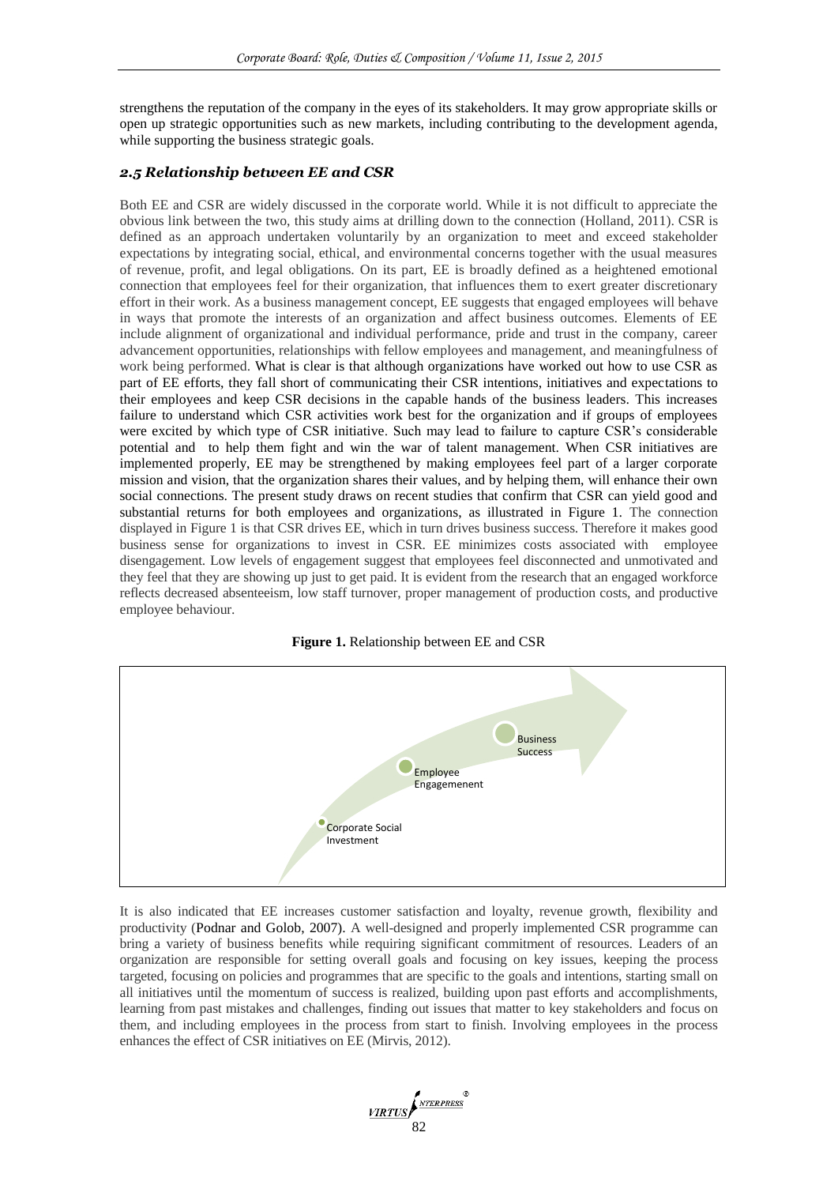strengthens the reputation of the company in the eyes of its stakeholders. It may grow appropriate skills or open up strategic opportunities such as new markets, including contributing to the development agenda, while supporting the business strategic goals.

### *2.5 Relationship between EE and CSR*

Both EE and CSR are widely discussed in the corporate world. While it is not difficult to appreciate the obvious link between the two, this study aims at drilling down to the connection (Holland, 2011). CSR is defined as an approach undertaken voluntarily by an organization to meet and exceed stakeholder expectations by integrating social, ethical, and environmental concerns together with the usual measures of revenue, profit, and legal obligations. On its part, EE is broadly defined as a heightened emotional connection that employees feel for their organization, that influences them to exert greater discretionary effort in their work. As a business management concept, EE suggests that engaged employees will behave in ways that promote the interests of an organization and affect business outcomes. Elements of EE include alignment of organizational and individual performance, pride and trust in the company, career advancement opportunities, relationships with fellow employees and management, and meaningfulness of work being performed. What is clear is that although organizations have worked out how to use CSR as part of EE efforts, they fall short of communicating their CSR intentions, initiatives and expectations to their employees and keep CSR decisions in the capable hands of the business leaders. This increases failure to understand which CSR activities work best for the organization and if groups of employees were excited by which type of CSR initiative. Such may lead to failure to capture CSR's considerable potential and to help them fight and win the war of talent management. When CSR initiatives are implemented properly, EE may be strengthened by making employees feel part of a larger corporate mission and vision, that the organization shares their values, and by helping them, will enhance their own social connections. The present study draws on recent studies that confirm that CSR can yield good and substantial returns for both employees and organizations, as illustrated in Figure 1. The connection displayed in Figure 1 is that CSR drives EE, which in turn drives business success. Therefore it makes good business sense for organizations to invest in CSR. EE minimizes costs associated with employee disengagement. Low levels of engagement suggest that employees feel disconnected and unmotivated and they feel that they are showing up just to get paid. It is evident from the research that an engaged workforce reflects decreased absenteeism, low staff turnover, proper management of production costs, and productive employee behaviour.

**Figure 1.** Relationship between EE and CSR

Corporate Social Investment → Employee Engagement → Business Success

It is also indicated that EE increases customer satisfaction and loyalty, revenue growth, flexibility and productivity (Podnar and Golob, 2007). A well-designed and properly implemented CSR programme can bring a variety of business benefits while requiring significant commitment of resources. Leaders of an organization are responsible for setting overall goals and focusing on key issues, keeping the process targeted, focusing on policies and programmes that are specific to the goals and intentions, starting small on all initiatives until the momentum of success is realized, building upon past efforts and accomplishments, learning from past mistakes and challenges, finding out issues that matter to key stakeholders and focus on them, and including employees in the process from start to finish. Involving employees in the process enhances the effect of CSR initiatives on EE (Mirvis, 2012).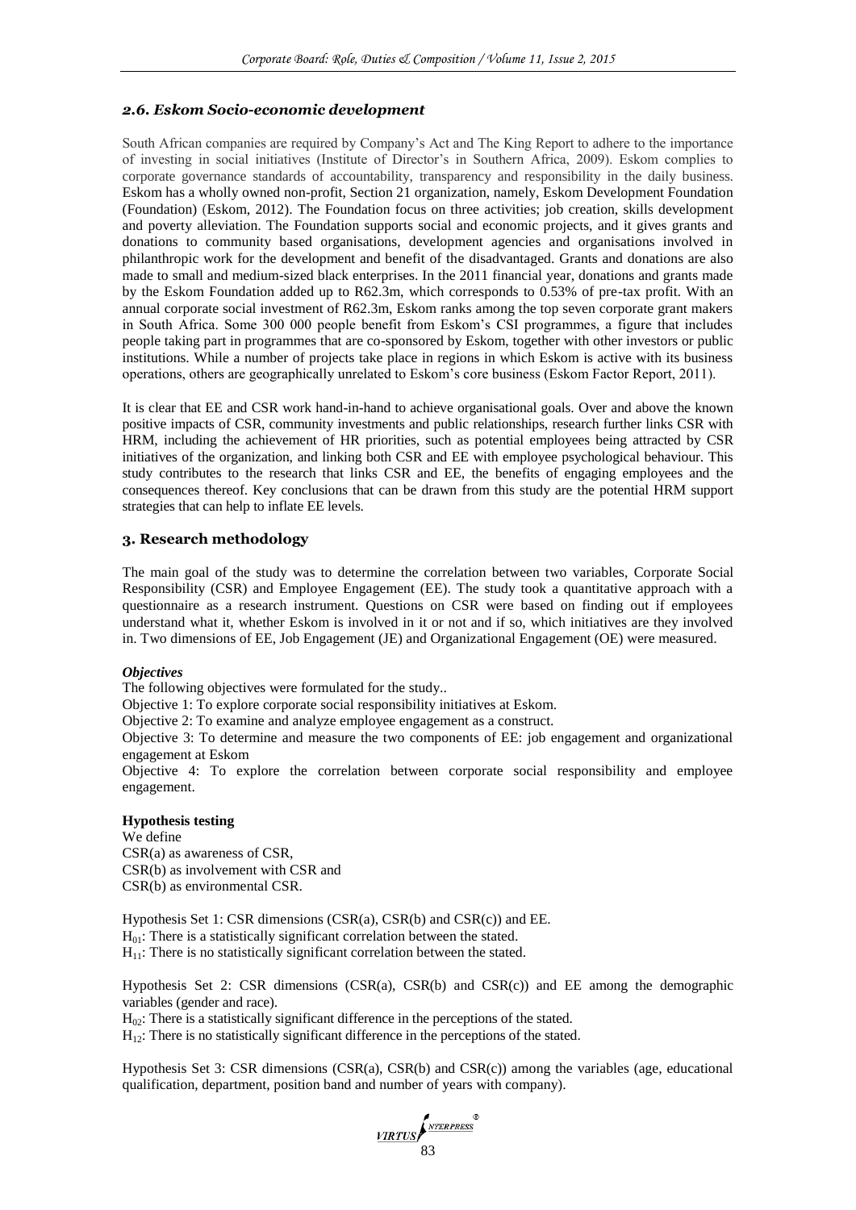### *2.6. Eskom Socio-economic development*

South African companies are required by Company's Act and The King Report to adhere to the importance of investing in social initiatives (Institute of Director's in Southern Africa, 2009). Eskom complies to corporate governance standards of accountability, transparency and responsibility in the daily business. Eskom has a wholly owned non-profit, Section 21 organization, namely, Eskom Development Foundation (Foundation) (Eskom, 2012). The Foundation focus on three activities; job creation, skills development and poverty alleviation. The Foundation supports social and economic projects, and it gives grants and donations to community based organisations, development agencies and organisations involved in philanthropic work for the development and benefit of the disadvantaged. Grants and donations are also made to small and medium-sized black enterprises. In the 2011 financial year, donations and grants made by the Eskom Foundation added up to R62.3m, which corresponds to 0.53% of pre-tax profit. With an annual corporate social investment of R62.3m, Eskom ranks among the top seven corporate grant makers in South Africa. Some 300 000 people benefit from Eskom's CSI programmes, a figure that includes people taking part in programmes that are co-sponsored by Eskom, together with other investors or public institutions. While a number of projects take place in regions in which Eskom is active with its business operations, others are geographically unrelated to Eskom's core business (Eskom Factor Report, 2011).

It is clear that EE and CSR work hand-in-hand to achieve organisational goals. Over and above the known positive impacts of CSR, community investments and public relationships, research further links CSR with HRM, including the achievement of HR priorities, such as potential employees being attracted by CSR initiatives of the organization, and linking both CSR and EE with employee psychological behaviour. This study contributes to the research that links CSR and EE, the benefits of engaging employees and the consequences thereof. Key conclusions that can be drawn from this study are the potential HRM support strategies that can help to inflate EE levels.

## 3. Research methodology

The main goal of the study was to determine the correlation between two variables, Corporate Social Responsibility (CSR) and Employee Engagement (EE). The study took a quantitative approach with a questionnaire as a research instrument. Questions on CSR were based on finding out if employees understand what it, whether Eskom is involved in it or not and if so, which initiatives are they involved in. Two dimensions of EE, Job Engagement (JE) and Organizational Engagement (OE) were measured.

***Objectives***

The following objectives were formulated for the study..

Objective 1: To explore corporate social responsibility initiatives at Eskom.

Objective 2: To examine and analyze employee engagement as a construct.

Objective 3: To determine and measure the two components of EE: job engagement and organizational engagement at Eskom

Objective 4: To explore the correlation between corporate social responsibility and employee engagement.

**Hypothesis testing**

We define

CSR(a) as awareness of CSR,

CSR(b) as involvement with CSR and

CSR(b) as environmental CSR.

Hypothesis Set 1: CSR dimensions (CSR(a), CSR(b) and CSR(c)) and EE.

$H_{01}$: There is a statistically significant correlation between the stated.

$H_{11}$: There is no statistically significant correlation between the stated.

Hypothesis Set 2: CSR dimensions (CSR(a), CSR(b) and CSR(c)) and EE among the demographic variables (gender and race).

$H_{02}$: There is a statistically significant difference in the perceptions of the stated.

$H_{12}$: There is no statistically significant difference in the perceptions of the stated.

Hypothesis Set 3: CSR dimensions (CSR(a), CSR(b) and CSR(c)) among the variables (age, educational qualification, department, position band and number of years with company).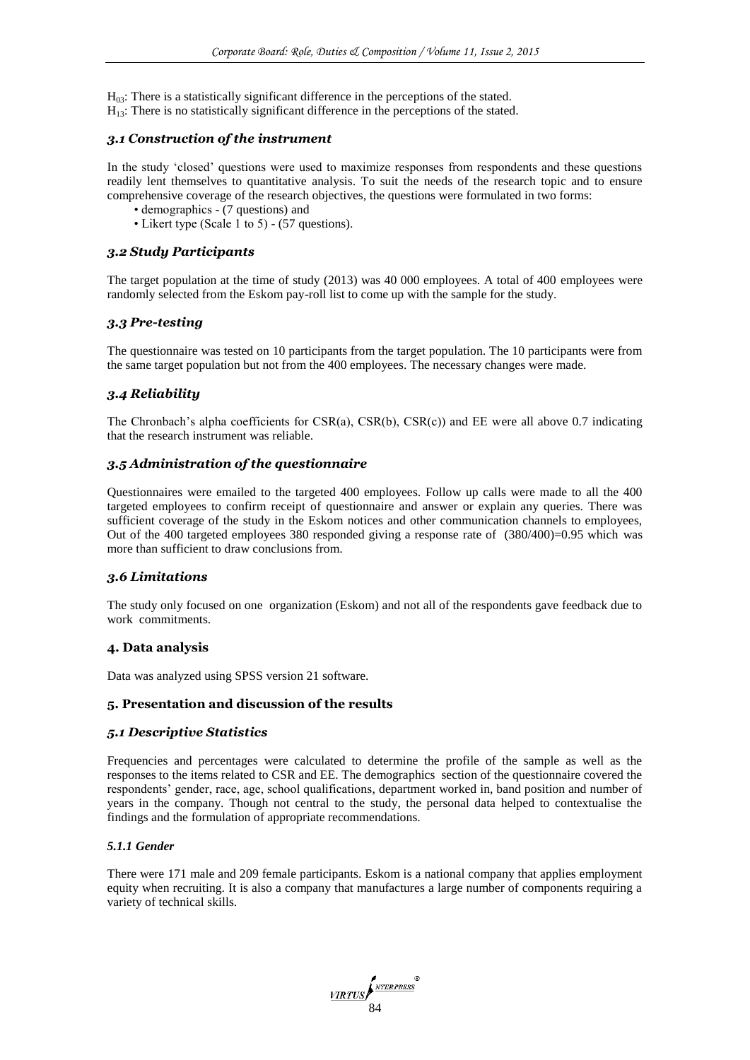$H_{03}$: There is a statistically significant difference in the perceptions of the stated.
$H_{13}$: There is no statistically significant difference in the perceptions of the stated.

### *3.1 Construction of the instrument*

In the study 'closed' questions were used to maximize responses from respondents and these questions readily lent themselves to quantitative analysis. To suit the needs of the research topic and to ensure comprehensive coverage of the research objectives, the questions were formulated in two forms:

- demographics - (7 questions) and
- Likert type (Scale 1 to 5) - (57 questions).

### *3.2 Study Participants*

The target population at the time of study (2013) was 40 000 employees. A total of 400 employees were randomly selected from the Eskom pay-roll list to come up with the sample for the study.

### *3.3 Pre-testing*

The questionnaire was tested on 10 participants from the target population. The 10 participants were from the same target population but not from the 400 employees. The necessary changes were made.

### *3.4 Reliability*

The Chronbach's alpha coefficients for CSR(a), CSR(b), CSR(c)) and EE were all above 0.7 indicating that the research instrument was reliable.

### *3.5 Administration of the questionnaire*

Questionnaires were emailed to the targeted 400 employees. Follow up calls were made to all the 400 targeted employees to confirm receipt of questionnaire and answer or explain any queries. There was sufficient coverage of the study in the Eskom notices and other communication channels to employees, Out of the 400 targeted employees 380 responded giving a response rate of (380/400)=0.95 which was more than sufficient to draw conclusions from.

### *3.6 Limitations*

The study only focused on one organization (Eskom) and not all of the respondents gave feedback due to work commitments.

## 4. Data analysis

Data was analyzed using SPSS version 21 software.

## 5. Presentation and discussion of the results

### *5.1 Descriptive Statistics*

Frequencies and percentages were calculated to determine the profile of the sample as well as the responses to the items related to CSR and EE. The demographics section of the questionnaire covered the respondents' gender, race, age, school qualifications, department worked in, band position and number of years in the company. Though not central to the study, the personal data helped to contextualise the findings and the formulation of appropriate recommendations.

#### *5.1.1 Gender*

There were 171 male and 209 female participants. Eskom is a national company that applies employment equity when recruiting. It is also a company that manufactures a large number of components requiring a variety of technical skills.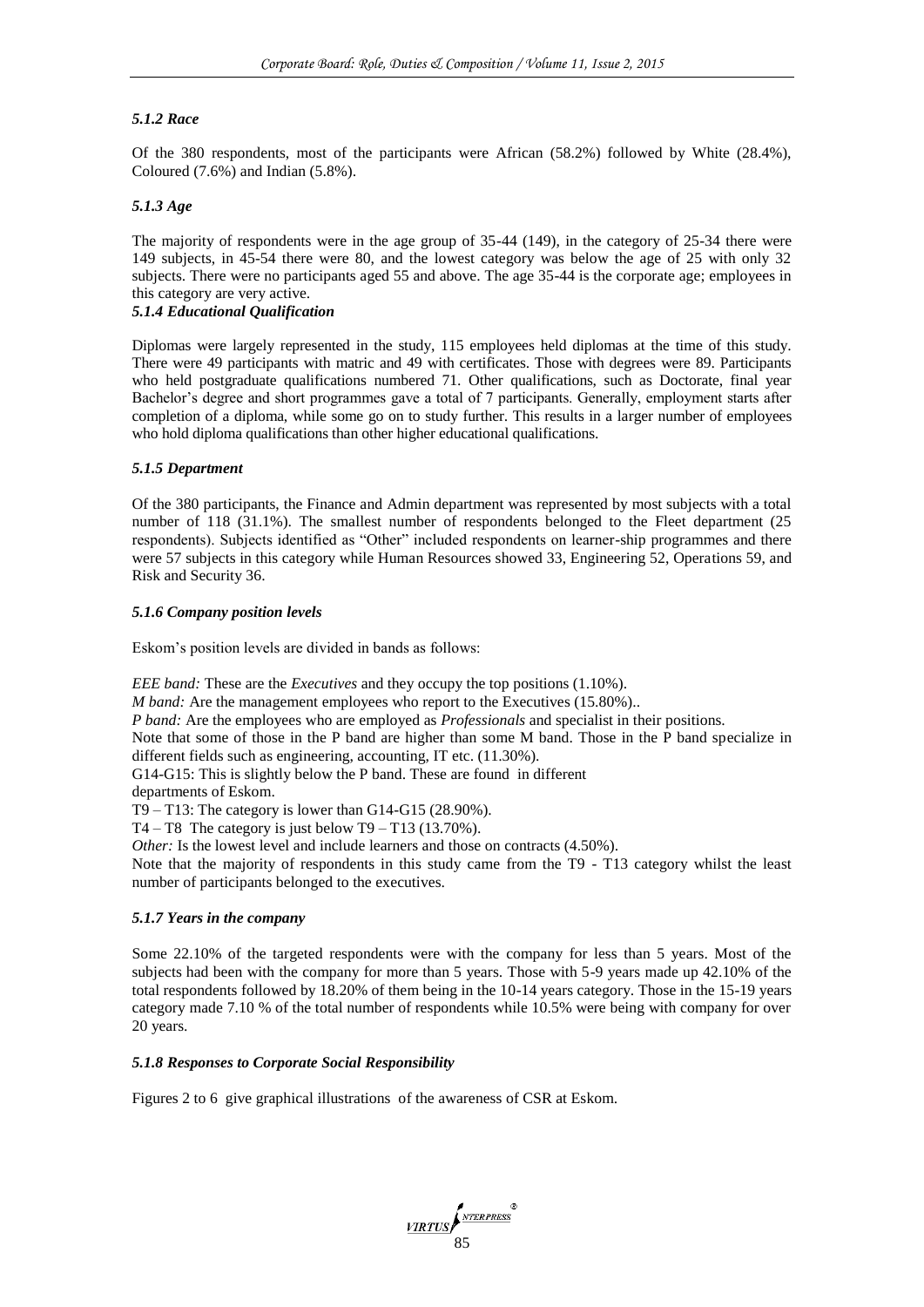### *5.1.2 Race*

Of the 380 respondents, most of the participants were African (58.2%) followed by White (28.4%), Coloured (7.6%) and Indian (5.8%).

### *5.1.3 Age*

The majority of respondents were in the age group of 35-44 (149), in the category of 25-34 there were 149 subjects, in 45-54 there were 80, and the lowest category was below the age of 25 with only 32 subjects. There were no participants aged 55 and above. The age 35-44 is the corporate age; employees in this category are very active.

### *5.1.4 Educational Qualification*

Diplomas were largely represented in the study, 115 employees held diplomas at the time of this study. There were 49 participants with matric and 49 with certificates. Those with degrees were 89. Participants who held postgraduate qualifications numbered 71. Other qualifications, such as Doctorate, final year Bachelor's degree and short programmes gave a total of 7 participants. Generally, employment starts after completion of a diploma, while some go on to study further. This results in a larger number of employees who hold diploma qualifications than other higher educational qualifications.

### *5.1.5 Department*

Of the 380 participants, the Finance and Admin department was represented by most subjects with a total number of 118 (31.1%). The smallest number of respondents belonged to the Fleet department (25 respondents). Subjects identified as "Other" included respondents on learner-ship programmes and there were 57 subjects in this category while Human Resources showed 33, Engineering 52, Operations 59, and Risk and Security 36.

### *5.1.6 Company position levels*

Eskom's position levels are divided in bands as follows:

*EEE band:* These are the *Executives* and they occupy the top positions (1.10%).
*M band:* Are the management employees who report to the Executives (15.80%)..
*P band:* Are the employees who are employed as *Professionals* and specialist in their positions.
Note that some of those in the P band are higher than some M band. Those in the P band specialize in different fields such as engineering, accounting, IT etc. (11.30%).
G14-G15: This is slightly below the P band. These are found in different departments of Eskom.
T9 – T13: The category is lower than G14-G15 (28.90%).
T4 – T8 The category is just below T9 – T13 (13.70%).
*Other:* Is the lowest level and include learners and those on contracts (4.50%).
Note that the majority of respondents in this study came from the T9 - T13 category whilst the least number of participants belonged to the executives.

### *5.1.7 Years in the company*

Some 22.10% of the targeted respondents were with the company for less than 5 years. Most of the subjects had been with the company for more than 5 years. Those with 5-9 years made up 42.10% of the total respondents followed by 18.20% of them being in the 10-14 years category. Those in the 15-19 years category made 7.10 % of the total number of respondents while 10.5% were being with company for over 20 years.

### *5.1.8 Responses to Corporate Social Responsibility*

Figures 2 to 6 give graphical illustrations of the awareness of CSR at Eskom.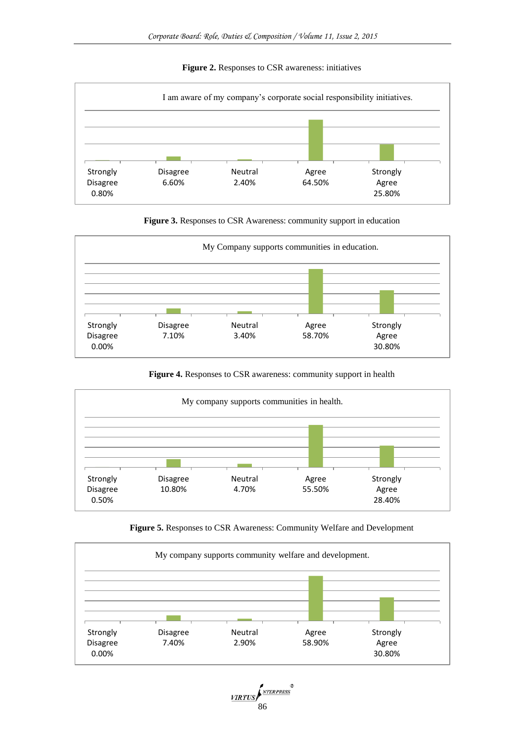**Figure 2.** Responses to CSR awareness: initiatives

I am aware of my company's corporate social responsibility initiatives.

| Strongly Disagree | Disagree | Neutral | Agree | Strongly Agree |
|---|---|---|---|---|
| 0.80% | 6.60% | 2.40% | 64.50% | 25.80% |

**Figure 3.** Responses to CSR Awareness: community support in education

My Company supports communities in education.

| Strongly Disagree | Disagree | Neutral | Agree | Strongly Agree |
|---|---|---|---|---|
| 0.00% | 7.10% | 3.40% | 58.70% | 30.80% |

**Figure 4.** Responses to CSR awareness: community support in health

My company supports communities in health.

| Strongly Disagree | Disagree | Neutral | Agree | Strongly Agree |
|---|---|---|---|---|
| 0.50% | 10.80% | 4.70% | 55.50% | 28.40% |

**Figure 5.** Responses to CSR Awareness: Community Welfare and Development

My company supports community welfare and development.

| Strongly Disagree | Disagree | Neutral | Agree | Strongly Agree |
|---|---|---|---|---|
| 0.00% | 7.40% | 2.90% | 58.90% | 30.80% |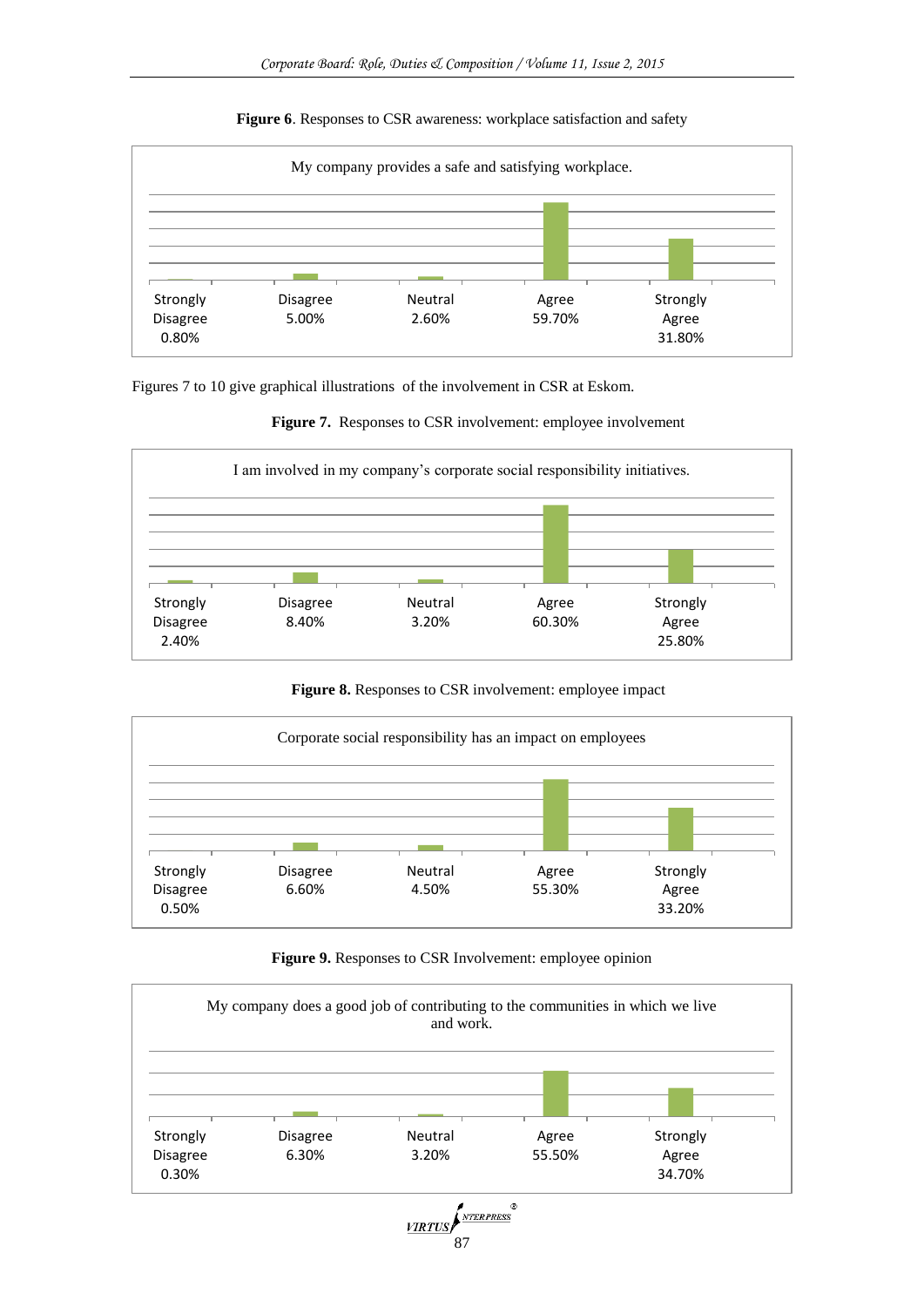**Figure 6**. Responses to CSR awareness: workplace satisfaction and safety

My company provides a safe and satisfying workplace.

| Strongly Disagree | Disagree | Neutral | Agree | Strongly Agree |
|---|---|---|---|---|
| 0.80% | 5.00% | 2.60% | 59.70% | 31.80% |

Figures 7 to 10 give graphical illustrations of the involvement in CSR at Eskom.

**Figure 7.** Responses to CSR involvement: employee involvement

I am involved in my company's corporate social responsibility initiatives.

| Strongly Disagree | Disagree | Neutral | Agree | Strongly Agree |
|---|---|---|---|---|
| 2.40% | 8.40% | 3.20% | 60.30% | 25.80% |

**Figure 8.** Responses to CSR involvement: employee impact

Corporate social responsibility has an impact on employees

| Strongly Disagree | Disagree | Neutral | Agree | Strongly Agree |
|---|---|---|---|---|
| 0.50% | 6.60% | 4.50% | 55.30% | 33.20% |

**Figure 9.** Responses to CSR Involvement: employee opinion

My company does a good job of contributing to the communities in which we live and work.

| Strongly Disagree | Disagree | Neutral | Agree | Strongly Agree |
|---|---|---|---|---|
| 0.30% | 6.30% | 3.20% | 55.50% | 34.70% |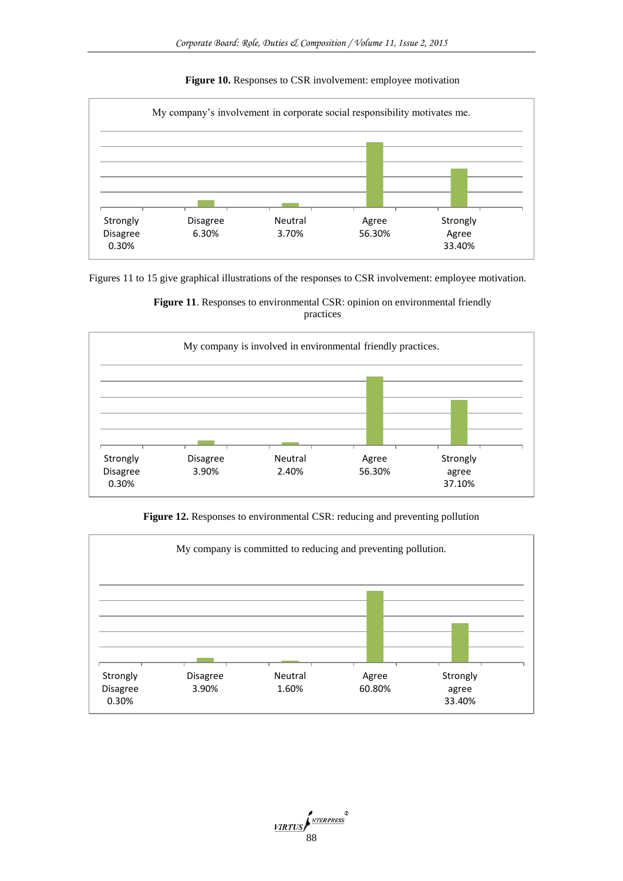**Figure 10.** Responses to CSR involvement: employee motivation

My company's involvement in corporate social responsibility motivates me.

| Strongly Disagree | Disagree | Neutral | Agree | Strongly Agree |
|---|---|---|---|---|
| 0.30% | 6.30% | 3.70% | 56.30% | 33.40% |

Figures 11 to 15 give graphical illustrations of the responses to CSR involvement: employee motivation.

**Figure 11**. Responses to environmental CSR: opinion on environmental friendly practices

My company is involved in environmental friendly practices.

| Strongly Disagree | Disagree | Neutral | Agree | Strongly agree |
|---|---|---|---|---|
| 0.30% | 3.90% | 2.40% | 56.30% | 37.10% |

**Figure 12.** Responses to environmental CSR: reducing and preventing pollution

My company is committed to reducing and preventing pollution.

| Strongly Disagree | Disagree | Neutral | Agree | Strongly agree |
|---|---|---|---|---|
| 0.30% | 3.90% | 1.60% | 60.80% | 33.40% |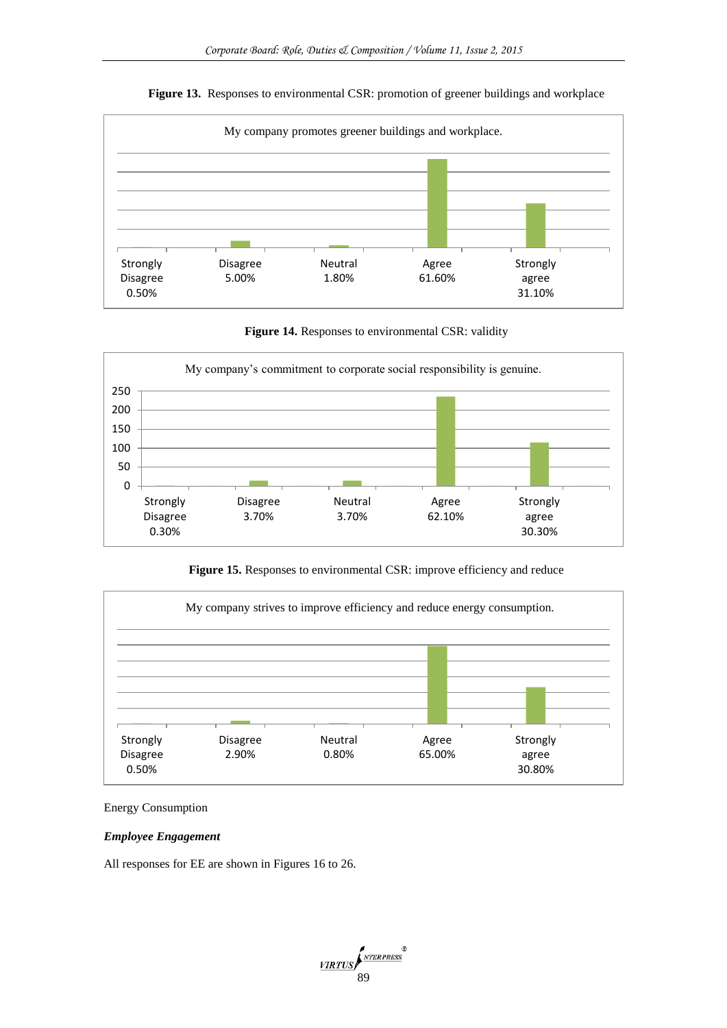**Figure 13.** Responses to environmental CSR: promotion of greener buildings and workplace

My company promotes greener buildings and workplace.

| Strongly Disagree | Disagree | Neutral | Agree | Strongly agree |
|---|---|---|---|---|
| 0.50% | 5.00% | 1.80% | 61.60% | 31.10% |

**Figure 14.** Responses to environmental CSR: validity

My company's commitment to corporate social responsibility is genuine.

| Strongly Disagree | Disagree | Neutral | Agree | Strongly agree |
|---|---|---|---|---|
| 0.30% | 3.70% | 3.70% | 62.10% | 30.30% |

**Figure 15.** Responses to environmental CSR: improve efficiency and reduce

My company strives to improve efficiency and reduce energy consumption.

| Strongly Disagree | Disagree | Neutral | Agree | Strongly agree |
|---|---|---|---|---|
| 0.50% | 2.90% | 0.80% | 65.00% | 30.80% |

Energy Consumption

***Employee Engagement***

All responses for EE are shown in Figures 16 to 26.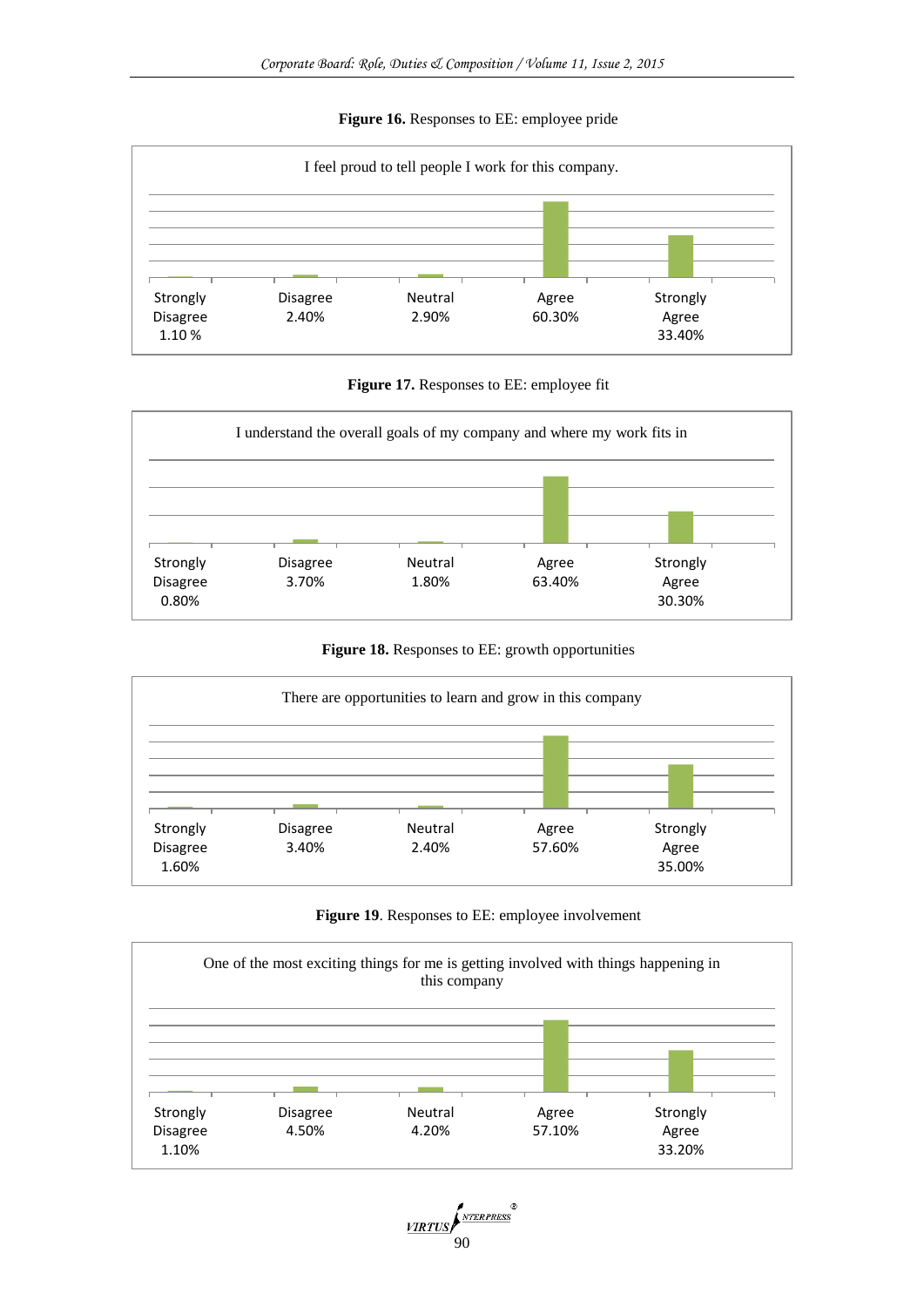**Figure 16.** Responses to EE: employee pride

I feel proud to tell people I work for this company.

| Strongly Disagree | Disagree | Neutral | Agree | Strongly Agree |
|---|---|---|---|---|
| 1.10 % | 2.40% | 2.90% | 60.30% | 33.40% |

**Figure 17.** Responses to EE: employee fit

I understand the overall goals of my company and where my work fits in

| Strongly Disagree | Disagree | Neutral | Agree | Strongly Agree |
|---|---|---|---|---|
| 0.80% | 3.70% | 1.80% | 63.40% | 30.30% |

**Figure 18.** Responses to EE: growth opportunities

There are opportunities to learn and grow in this company

| Strongly Disagree | Disagree | Neutral | Agree | Strongly Agree |
|---|---|---|---|---|
| 1.60% | 3.40% | 2.40% | 57.60% | 35.00% |

**Figure 19**. Responses to EE: employee involvement

One of the most exciting things for me is getting involved with things happening in this company

| Strongly Disagree | Disagree | Neutral | Agree | Strongly Agree |
|---|---|---|---|---|
| 1.10% | 4.50% | 4.20% | 57.10% | 33.20% |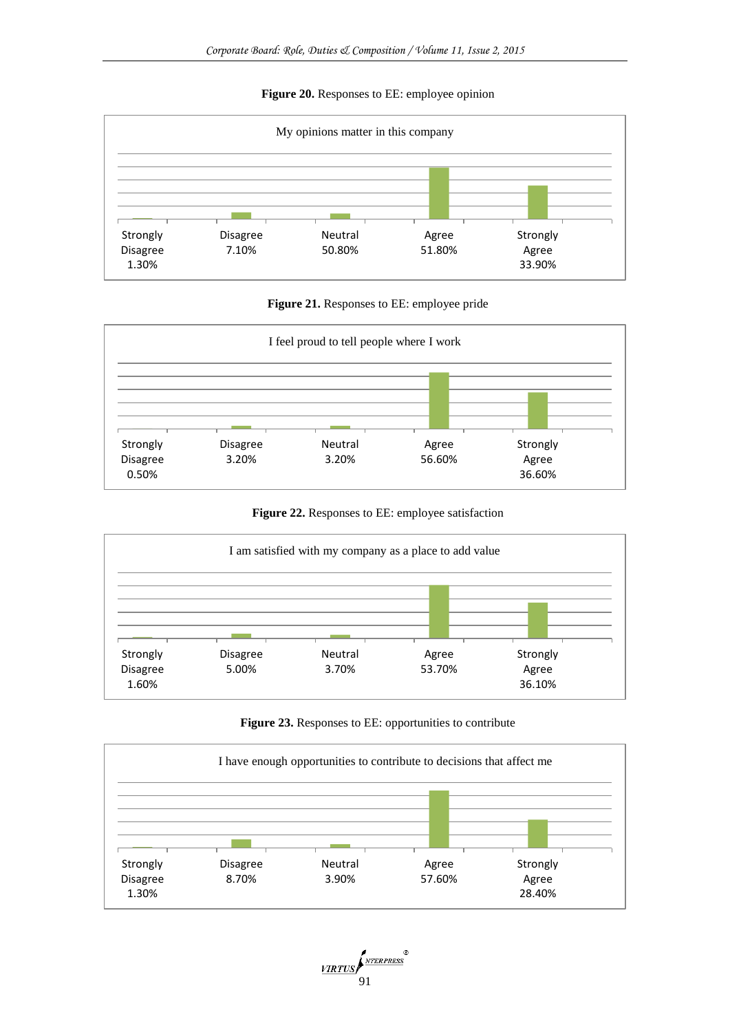**Figure 20.** Responses to EE: employee opinion

My opinions matter in this company

| Strongly Disagree | Disagree | Neutral | Agree | Strongly Agree |
|---|---|---|---|---|
| 1.30% | 7.10% | 50.80% | 51.80% | 33.90% |

**Figure 21.** Responses to EE: employee pride

I feel proud to tell people where I work

| Strongly Disagree | Disagree | Neutral | Agree | Strongly Agree |
|---|---|---|---|---|
| 0.50% | 3.20% | 3.20% | 56.60% | 36.60% |

**Figure 22.** Responses to EE: employee satisfaction

I am satisfied with my company as a place to add value

| Strongly Disagree | Disagree | Neutral | Agree | Strongly Agree |
|---|---|---|---|---|
| 1.60% | 5.00% | 3.70% | 53.70% | 36.10% |

**Figure 23.** Responses to EE: opportunities to contribute

I have enough opportunities to contribute to decisions that affect me

| Strongly Disagree | Disagree | Neutral | Agree | Strongly Agree |
|---|---|---|---|---|
| 1.30% | 8.70% | 3.90% | 57.60% | 28.40% |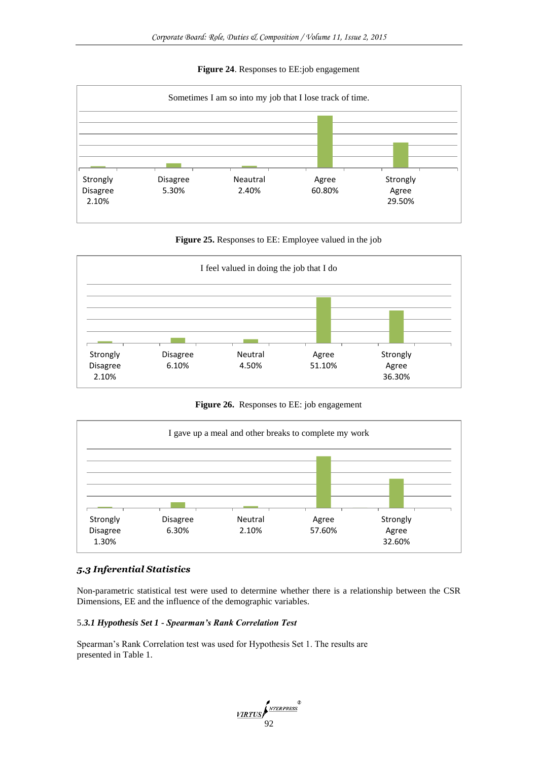**Figure 24**. Responses to EE:job engagement

Sometimes I am so into my job that I lose track of time.

| Strongly Disagree | Disagree | Neautral | Agree | Strongly Agree |
|---|---|---|---|---|
| 2.10% | 5.30% | 2.40% | 60.80% | 29.50% |

**Figure 25.** Responses to EE: Employee valued in the job

I feel valued in doing the job that I do

| Strongly Disagree | Disagree | Neutral | Agree | Strongly Agree |
|---|---|---|---|---|
| 2.10% | 6.10% | 4.50% | 51.10% | 36.30% |

**Figure 26.** Responses to EE: job engagement

I gave up a meal and other breaks to complete my work

| Strongly Disagree | Disagree | Neutral | Agree | Strongly Agree |
|---|---|---|---|---|
| 1.30% | 6.30% | 2.10% | 57.60% | 32.60% |

### *5.3 Inferential Statistics*

Non-parametric statistical test were used to determine whether there is a relationship between the CSR Dimensions, EE and the influence of the demographic variables.

#### 5.*3.1 Hypothesis Set 1 - Spearman's Rank Correlation Test*

Spearman's Rank Correlation test was used for Hypothesis Set 1. The results are presented in Table 1.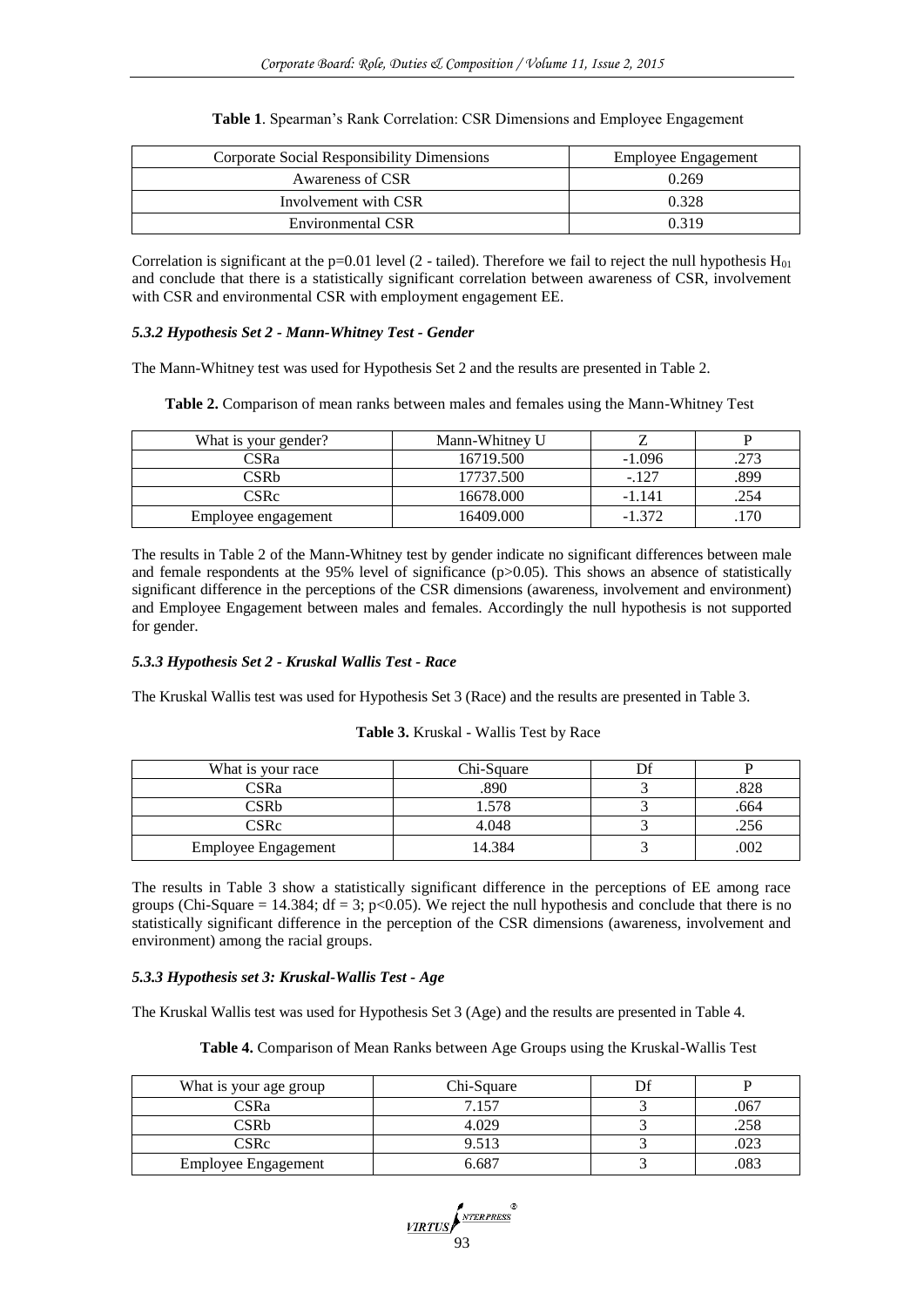**Table 1**. Spearman's Rank Correlation: CSR Dimensions and Employee Engagement

| Corporate Social Responsibility Dimensions | Employee Engagement |
|---|---|
| Awareness of CSR | 0.269 |
| Involvement with CSR | 0.328 |
| Environmental CSR | 0.319 |

Correlation is significant at the p=0.01 level (2 - tailed). Therefore we fail to reject the null hypothesis $H_{01}$ and conclude that there is a statistically significant correlation between awareness of CSR, involvement with CSR and environmental CSR with employment engagement EE.

#### *5.3.2 Hypothesis Set 2 - Mann-Whitney Test - Gender*

The Mann-Whitney test was used for Hypothesis Set 2 and the results are presented in Table 2.

**Table 2.** Comparison of mean ranks between males and females using the Mann-Whitney Test

| What is your gender? | Mann-Whitney U | Z | P |
|---|---|---|---|
| CSRa | 16719.500 | -1.096 | .273 |
| CSRb | 17737.500 | -.127 | .899 |
| CSRc | 16678.000 | -1.141 | .254 |
| Employee engagement | 16409.000 | -1.372 | .170 |

The results in Table 2 of the Mann-Whitney test by gender indicate no significant differences between male and female respondents at the 95% level of significance (p>0.05). This shows an absence of statistically significant difference in the perceptions of the CSR dimensions (awareness, involvement and environment) and Employee Engagement between males and females. Accordingly the null hypothesis is not supported for gender.

#### *5.3.3 Hypothesis Set 2 - Kruskal Wallis Test - Race*

The Kruskal Wallis test was used for Hypothesis Set 3 (Race) and the results are presented in Table 3.

**Table 3.** Kruskal - Wallis Test by Race

| What is your race | Chi-Square | Df | P |
|---|---|---|---|
| CSRa | .890 | 3 | .828 |
| CSRb | 1.578 | 3 | .664 |
| CSRc | 4.048 | 3 | .256 |
| Employee Engagement | 14.384 | 3 | .002 |

The results in Table 3 show a statistically significant difference in the perceptions of EE among race groups (Chi-Square = 14.384; df = 3; p<0.05). We reject the null hypothesis and conclude that there is no statistically significant difference in the perception of the CSR dimensions (awareness, involvement and environment) among the racial groups.

#### *5.3.3 Hypothesis set 3: Kruskal-Wallis Test - Age*

The Kruskal Wallis test was used for Hypothesis Set 3 (Age) and the results are presented in Table 4.

**Table 4.** Comparison of Mean Ranks between Age Groups using the Kruskal-Wallis Test

| What is your age group | Chi-Square | Df | P |
|---|---|---|---|
| CSRa | 7.157 | 3 | .067 |
| CSRb | 4.029 | 3 | .258 |
| CSRc | 9.513 | 3 | .023 |
| Employee Engagement | 6.687 | 3 | .083 |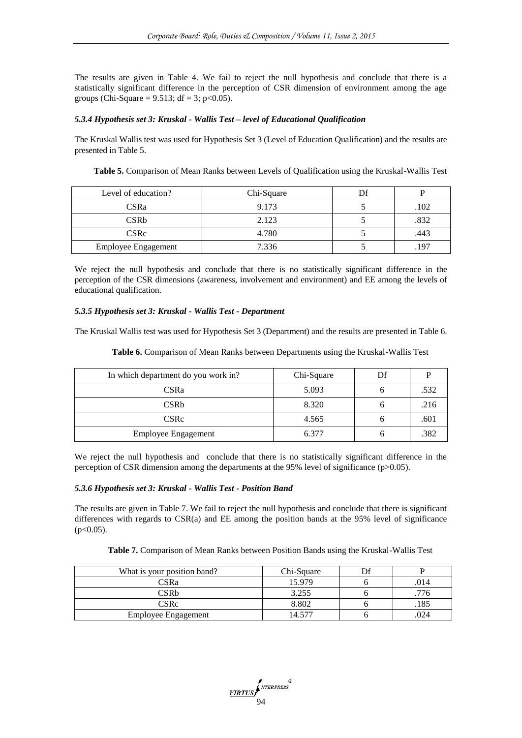The results are given in Table 4. We fail to reject the null hypothesis and conclude that there is a statistically significant difference in the perception of CSR dimension of environment among the age groups (Chi-Square = 9.513; df = 3; $p<0.05$).

#### *5.3.4 Hypothesis set 3: Kruskal - Wallis Test – level of Educational Qualification*

The Kruskal Wallis test was used for Hypothesis Set 3 (Level of Education Qualification) and the results are presented in Table 5.

**Table 5.** Comparison of Mean Ranks between Levels of Qualification using the Kruskal-Wallis Test

| Level of education? | Chi-Square | Df | P |
|---|---|---|---|
| CSRa | 9.173 | 5 | .102 |
| CSRb | 2.123 | 5 | .832 |
| CSRc | 4.780 | 5 | .443 |
| Employee Engagement | 7.336 | 5 | .197 |

We reject the null hypothesis and conclude that there is no statistically significant difference in the perception of the CSR dimensions (awareness, involvement and environment) and EE among the levels of educational qualification.

#### *5.3.5 Hypothesis set 3: Kruskal - Wallis Test - Department*

The Kruskal Wallis test was used for Hypothesis Set 3 (Department) and the results are presented in Table 6.

**Table 6.** Comparison of Mean Ranks between Departments using the Kruskal-Wallis Test

| In which department do you work in? | Chi-Square | Df | P |
|---|---|---|---|
| CSRa | 5.093 | 6 | .532 |
| CSRb | 8.320 | 6 | .216 |
| CSRc | 4.565 | 6 | .601 |
| Employee Engagement | 6.377 | 6 | .382 |

We reject the null hypothesis and conclude that there is no statistically significant difference in the perception of CSR dimension among the departments at the 95% level of significance ($p>0.05$).

#### *5.3.6 Hypothesis set 3: Kruskal - Wallis Test - Position Band*

The results are given in Table 7. We fail to reject the null hypothesis and conclude that there is significant differences with regards to CSR(a) and EE among the position bands at the 95% level of significance ($p<0.05$).

**Table 7.** Comparison of Mean Ranks between Position Bands using the Kruskal-Wallis Test

| What is your position band? | Chi-Square | Df | P |
|---|---|---|---|
| CSRa | 15.979 | 6 | .014 |
| CSRb | 3.255 | 6 | .776 |
| CSRc | 8.802 | 6 | .185 |
| Employee Engagement | 14.577 | 6 | .024 |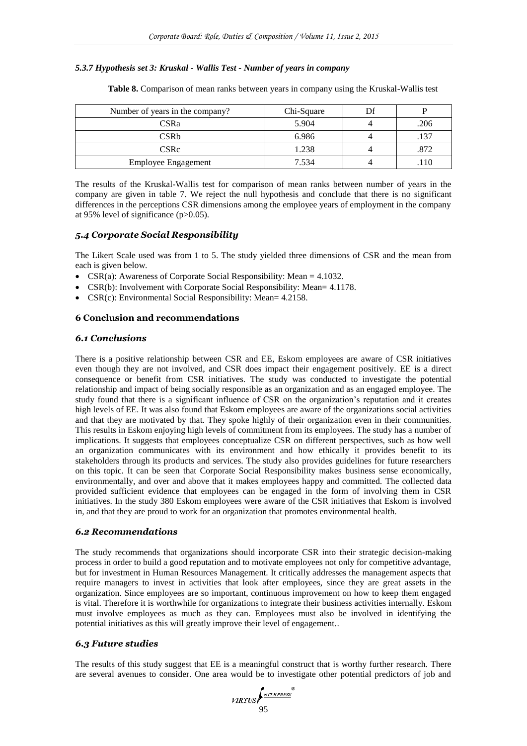#### *5.3.7 Hypothesis set 3: Kruskal - Wallis Test - Number of years in company*

**Table 8.** Comparison of mean ranks between years in company using the Kruskal-Wallis test

| Number of years in the company? | Chi-Square | Df | P |
|---|---|---|---|
| CSRa | 5.904 | 4 | .206 |
| CSRb | 6.986 | 4 | .137 |
| CSRc | 1.238 | 4 | .872 |
| Employee Engagement | 7.534 | 4 | .110 |

The results of the Kruskal-Wallis test for comparison of mean ranks between number of years in the company are given in table 7. We reject the null hypothesis and conclude that there is no significant differences in the perceptions CSR dimensions among the employee years of employment in the company at 95% level of significance ($p>0.05$).

### *5.4 Corporate Social Responsibility*

The Likert Scale used was from 1 to 5. The study yielded three dimensions of CSR and the mean from each is given below.

- CSR(a): Awareness of Corporate Social Responsibility: Mean = 4.1032.
- CSR(b): Involvement with Corporate Social Responsibility: Mean= 4.1178.
- CSR(c): Environmental Social Responsibility: Mean= 4.2158.

## 6 Conclusion and recommendations

### *6.1 Conclusions*

There is a positive relationship between CSR and EE, Eskom employees are aware of CSR initiatives even though they are not involved, and CSR does impact their engagement positively. EE is a direct consequence or benefit from CSR initiatives. The study was conducted to investigate the potential relationship and impact of being socially responsible as an organization and as an engaged employee. The study found that there is a significant influence of CSR on the organization's reputation and it creates high levels of EE. It was also found that Eskom employees are aware of the organizations social activities and that they are motivated by that. They spoke highly of their organization even in their communities. This results in Eskom enjoying high levels of commitment from its employees. The study has a number of implications. It suggests that employees conceptualize CSR on different perspectives, such as how well an organization communicates with its environment and how ethically it provides benefit to its stakeholders through its products and services. The study also provides guidelines for future researchers on this topic. It can be seen that Corporate Social Responsibility makes business sense economically, environmentally, and over and above that it makes employees happy and committed. The collected data provided sufficient evidence that employees can be engaged in the form of involving them in CSR initiatives. In the study 380 Eskom employees were aware of the CSR initiatives that Eskom is involved in, and that they are proud to work for an organization that promotes environmental health.

### *6.2 Recommendations*

The study recommends that organizations should incorporate CSR into their strategic decision-making process in order to build a good reputation and to motivate employees not only for competitive advantage, but for investment in Human Resources Management. It critically addresses the management aspects that require managers to invest in activities that look after employees, since they are great assets in the organization. Since employees are so important, continuous improvement on how to keep them engaged is vital. Therefore it is worthwhile for organizations to integrate their business activities internally. Eskom must involve employees as much as they can. Employees must also be involved in identifying the potential initiatives as this will greatly improve their level of engagement..

### *6.3 Future studies*

The results of this study suggest that EE is a meaningful construct that is worthy further research. There are several avenues to consider. One area would be to investigate other potential predictors of job and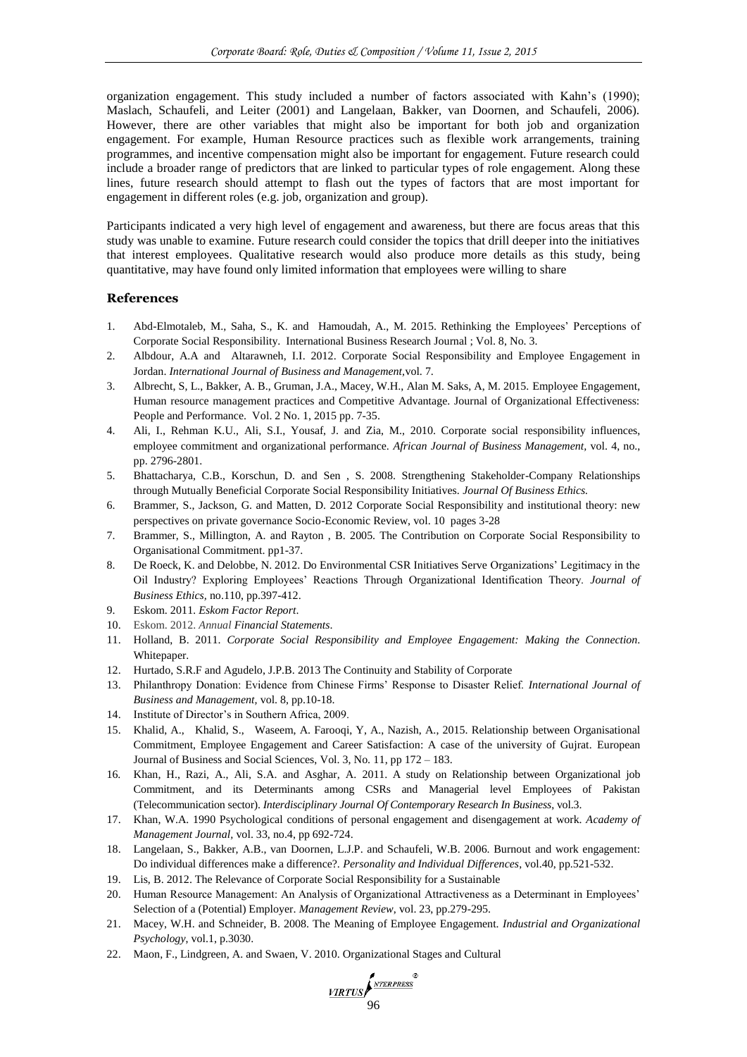organization engagement. This study included a number of factors associated with Kahn's (1990); Maslach, Schaufeli, and Leiter (2001) and Langelaan, Bakker, van Doornen, and Schaufeli, 2006). However, there are other variables that might also be important for both job and organization engagement. For example, Human Resource practices such as flexible work arrangements, training programmes, and incentive compensation might also be important for engagement. Future research could include a broader range of predictors that are linked to particular types of role engagement. Along these lines, future research should attempt to flash out the types of factors that are most important for engagement in different roles (e.g. job, organization and group).

Participants indicated a very high level of engagement and awareness, but there are focus areas that this study was unable to examine. Future research could consider the topics that drill deeper into the initiatives that interest employees. Qualitative research would also produce more details as this study, being quantitative, may have found only limited information that employees were willing to share

## References

1. Abd-Elmotaleb, M., Saha, S., K. and Hamoudah, A., M. 2015. Rethinking the Employees' Perceptions of Corporate Social Responsibility. International Business Research Journal ; Vol. 8, No. 3.
2. Albdour, A.A and Altarawneh, I.I. 2012. Corporate Social Responsibility and Employee Engagement in Jordan. *International Journal of Business and Management*,vol. 7.
3. Albrecht, S, L., Bakker, A. B., Gruman, J.A., Macey, W.H., Alan M. Saks, A, M. 2015. Employee Engagement, Human resource management practices and Competitive Advantage. Journal of Organizational Effectiveness: People and Performance. Vol. 2 No. 1, 2015 pp. 7-35.
4. Ali, I., Rehman K.U., Ali, S.I., Yousaf, J. and Zia, M., 2010. Corporate social responsibility influences, employee commitment and organizational performance. *African Journal of Business Management*, vol. 4, no., pp. 2796-2801.
5. Bhattacharya, C.B., Korschun, D. and Sen , S. 2008. Strengthening Stakeholder-Company Relationships through Mutually Beneficial Corporate Social Responsibility Initiatives. *Journal Of Business Ethics.*
6. Brammer, S., Jackson, G. and Matten, D. 2012 Corporate Social Responsibility and institutional theory: new perspectives on private governance Socio-Economic Review, vol. 10 pages 3-28
7. Brammer, S., Millington, A. and Rayton , B. 2005. The Contribution on Corporate Social Responsibility to Organisational Commitment. pp1-37.
8. De Roeck, K. and Delobbe, N. 2012. Do Environmental CSR Initiatives Serve Organizations' Legitimacy in the Oil Industry? Exploring Employees' Reactions Through Organizational Identification Theory. *Journal of Business Ethics*, no.110, pp.397-412.
9. Eskom. 2011. *Eskom Factor Report*.
10. Eskom. 2012. *Annual Financial Statements*.
11. Holland, B. 2011. *Corporate Social Responsibility and Employee Engagement: Making the Connection*. Whitepaper.
12. Hurtado, S.R.F and Agudelo, J.P.B. 2013 The Continuity and Stability of Corporate
13. Philanthropy Donation: Evidence from Chinese Firms' Response to Disaster Relief. *International Journal of Business and Management*, vol. 8, pp.10-18.
14. Institute of Director's in Southern Africa, 2009.
15. Khalid, A., Khalid, S., Waseem, A. Farooqi, Y, A., Nazish, A., 2015. Relationship between Organisational Commitment, Employee Engagement and Career Satisfaction: A case of the university of Gujrat. European Journal of Business and Social Sciences, Vol. 3, No. 11, pp 172 – 183.
16. Khan, H., Razi, A., Ali, S.A. and Asghar, A. 2011. A study on Relationship between Organizational job Commitment, and its Determinants among CSRs and Managerial level Employees of Pakistan (Telecommunication sector). *Interdisciplinary Journal Of Contemporary Research In Business*, vol.3.
17. Khan, W.A. 1990 Psychological conditions of personal engagement and disengagement at work. *Academy of Management Journal*, vol. 33, no.4, pp 692-724.
18. Langelaan, S., Bakker, A.B., van Doornen, L.J.P. and Schaufeli, W.B. 2006. Burnout and work engagement: Do individual differences make a difference?. *Personality and Individual Differences*, vol.40, pp.521-532.
19. Lis, B. 2012. The Relevance of Corporate Social Responsibility for a Sustainable
20. Human Resource Management: An Analysis of Organizational Attractiveness as a Determinant in Employees' Selection of a (Potential) Employer. *Management Review*, vol. 23, pp.279-295.
21. Macey, W.H. and Schneider, B. 2008. The Meaning of Employee Engagement. *Industrial and Organizational Psychology*, vol.1, p.3030.
22. Maon, F., Lindgreen, A. and Swaen, V. 2010. Organizational Stages and Cultural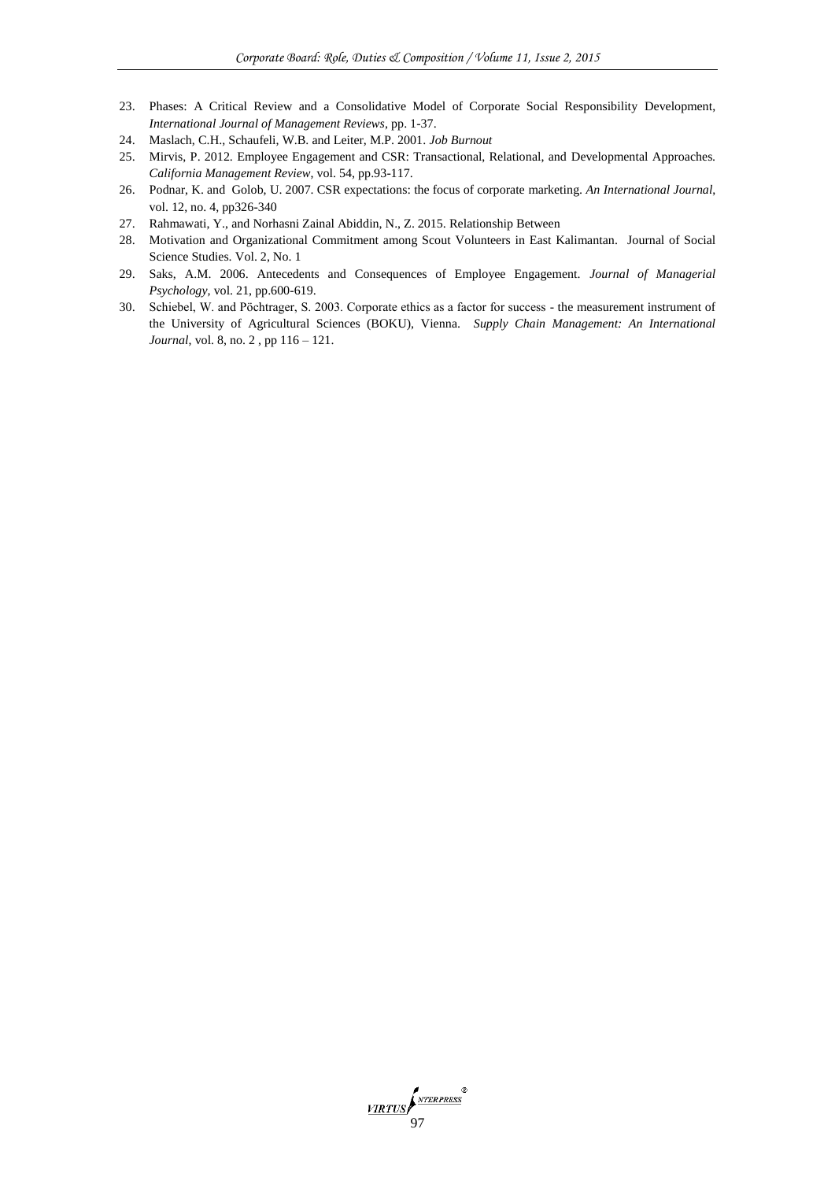23. Phases: A Critical Review and a Consolidative Model of Corporate Social Responsibility Development, *International Journal of Management Reviews*, pp. 1-37.
24. Maslach, C.H., Schaufeli, W.B. and Leiter, M.P. 2001. *Job Burnout*
25. Mirvis, P. 2012. Employee Engagement and CSR: Transactional, Relational, and Developmental Approaches. *California Management Review*, vol. 54, pp.93-117.
26. Podnar, K. and Golob, U. 2007. CSR expectations: the focus of corporate marketing. *An International Journal*, vol. 12, no. 4, pp326-340
27. Rahmawati, Y., and Norhasni Zainal Abiddin, N., Z. 2015. Relationship Between
28. Motivation and Organizational Commitment among Scout Volunteers in East Kalimantan. Journal of Social Science Studies. Vol. 2, No. 1
29. Saks, A.M. 2006. Antecedents and Consequences of Employee Engagement. *Journal of Managerial Psychology*, vol. 21, pp.600-619.
30. Schiebel, W. and Pöchtrager, S. 2003. Corporate ethics as a factor for success - the measurement instrument of the University of Agricultural Sciences (BOKU), Vienna. *Supply Chain Management: An International Journal*, vol. 8, no. 2 , pp 116 – 121.